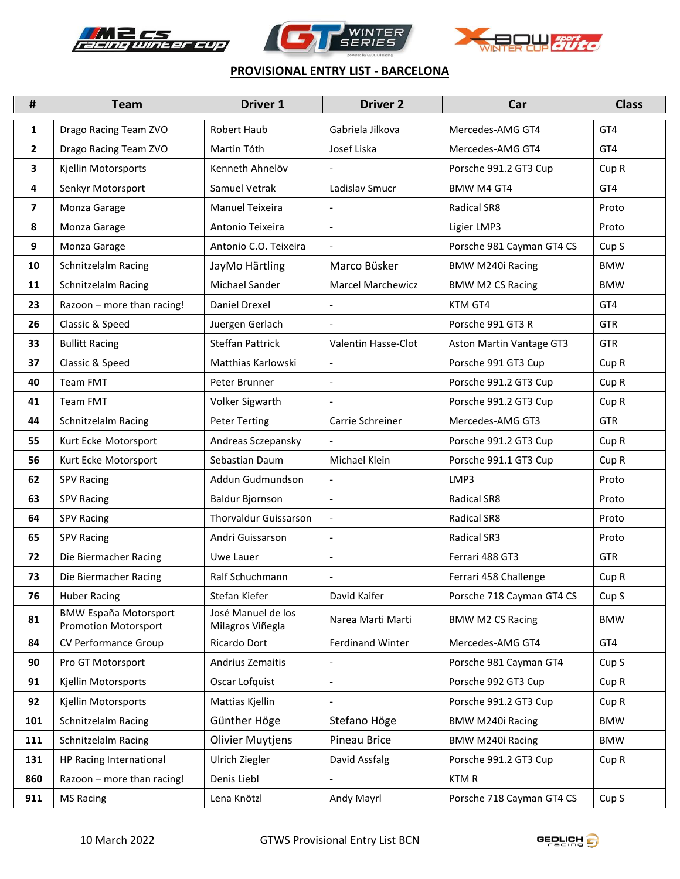## PROVISIONAL ENTRY LIST - BARCELONA

| # | Team | Driver 1 | Driver 2 | Car | Class |
|---|---|---|---|---|---|
| 1 | Drago Racing Team ZVO | Robert Haub | Gabriela Jilkova | Mercedes-AMG GT4 | GT4 |
| 2 | Drago Racing Team ZVO | Martin Tóth | Josef Liska | Mercedes-AMG GT4 | GT4 |
| 3 | Kjellin Motorsports | Kenneth Ahnelöv | - | Porsche 991.2 GT3 Cup | Cup R |
| 4 | Senkyr Motorsport | Samuel Vetrak | Ladislav Smucr | BMW M4 GT4 | GT4 |
| 7 | Monza Garage | Manuel Teixeira | - | Radical SR8 | Proto |
| 8 | Monza Garage | Antonio Teixeira | - | Ligier LMP3 | Proto |
| 9 | Monza Garage | Antonio C.O. Teixeira | - | Porsche 981 Cayman GT4 CS | Cup S |
| 10 | Schnitzelalm Racing | JayMo Härtling | Marco Büsker | BMW M240i Racing | BMW |
| 11 | Schnitzelalm Racing | Michael Sander | Marcel Marchewicz | BMW M2 CS Racing | BMW |
| 23 | Razoon – more than racing! | Daniel Drexel | - | KTM GT4 | GT4 |
| 26 | Classic & Speed | Juergen Gerlach | - | Porsche 991 GT3 R | GTR |
| 33 | Bullitt Racing | Steffan Pattrick | Valentin Hasse-Clot | Aston Martin Vantage GT3 | GTR |
| 37 | Classic & Speed | Matthias Karlowski | - | Porsche 991 GT3 Cup | Cup R |
| 40 | Team FMT | Peter Brunner | - | Porsche 991.2 GT3 Cup | Cup R |
| 41 | Team FMT | Volker Sigwarth | - | Porsche 991.2 GT3 Cup | Cup R |
| 44 | Schnitzelalm Racing | Peter Terting | Carrie Schreiner | Mercedes-AMG GT3 | GTR |
| 55 | Kurt Ecke Motorsport | Andreas Sczepansky | - | Porsche 991.2 GT3 Cup | Cup R |
| 56 | Kurt Ecke Motorsport | Sebastian Daum | Michael Klein | Porsche 991.1 GT3 Cup | Cup R |
| 62 | SPV Racing | Addun Gudmundson | - | LMP3 | Proto |
| 63 | SPV Racing | Baldur Bjornson | - | Radical SR8 | Proto |
| 64 | SPV Racing | Thorvaldur Guissarson | - | Radical SR8 | Proto |
| 65 | SPV Racing | Andri Guissarson | - | Radical SR3 | Proto |
| 72 | Die Biermacher Racing | Uwe Lauer | - | Ferrari 488 GT3 | GTR |
| 73 | Die Biermacher Racing | Ralf Schuchmann | - | Ferrari 458 Challenge | Cup R |
| 76 | Huber Racing | Stefan Kiefer | David Kaifer | Porsche 718 Cayman GT4 CS | Cup S |
| 81 | BMW España Motorsport Promotion Motorsport | José Manuel de los Milagros Viñegla | Narea Marti Marti | BMW M2 CS Racing | BMW |
| 84 | CV Performance Group | Ricardo Dort | Ferdinand Winter | Mercedes-AMG GT4 | GT4 |
| 90 | Pro GT Motorsport | Andrius Zemaitis | - | Porsche 981 Cayman GT4 | Cup S |
| 91 | Kjellin Motorsports | Oscar Lofquist | - | Porsche 992 GT3 Cup | Cup R |
| 92 | Kjellin Motorsports | Mattias Kjellin | - | Porsche 991.2 GT3 Cup | Cup R |
| 101 | Schnitzelalm Racing | Günther Höge | Stefano Höge | BMW M240i Racing | BMW |
| 111 | Schnitzelalm Racing | Olivier Muytjens | Pineau Brice | BMW M240i Racing | BMW |
| 131 | HP Racing International | Ulrich Ziegler | David Assfalg | Porsche 991.2 GT3 Cup | Cup R |
| 860 | Razoon – more than racing! | Denis Liebl | - | KTM R | |
| 911 | MS Racing | Lena Knötzl | Andy Mayrl | Porsche 718 Cayman GT4 CS | Cup S |

10 March 2022 GTWS Provisional Entry List BCN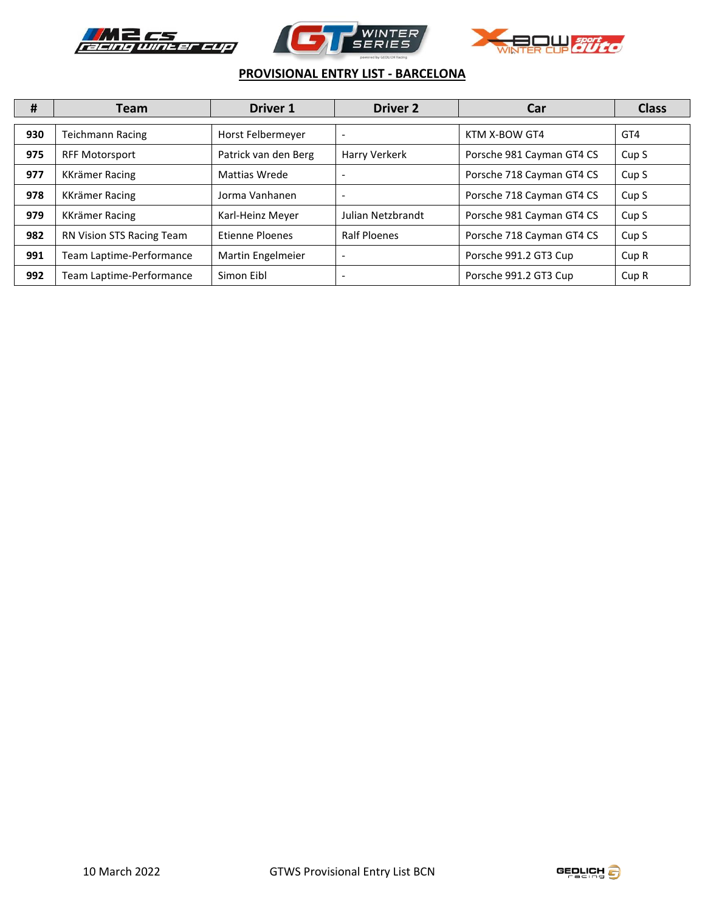## PROVISIONAL ENTRY LIST - BARCELONA

| # | Team | Driver 1 | Driver 2 | Car | Class |
|---|---|---|---|---|---|
| 930 | Teichmann Racing | Horst Felbermeyer | - | KTM X-BOW GT4 | GT4 |
| 975 | RFF Motorsport | Patrick van den Berg | Harry Verkerk | Porsche 981 Cayman GT4 CS | Cup S |
| 977 | KKrämer Racing | Mattias Wrede | - | Porsche 718 Cayman GT4 CS | Cup S |
| 978 | KKrämer Racing | Jorma Vanhanen | - | Porsche 718 Cayman GT4 CS | Cup S |
| 979 | KKrämer Racing | Karl-Heinz Meyer | Julian Netzbrandt | Porsche 981 Cayman GT4 CS | Cup S |
| 982 | RN Vision STS Racing Team | Etienne Ploenes | Ralf Ploenes | Porsche 718 Cayman GT4 CS | Cup S |
| 991 | Team Laptime-Performance | Martin Engelmeier | - | Porsche 991.2 GT3 Cup | Cup R |
| 992 | Team Laptime-Performance | Simon Eibl | - | Porsche 991.2 GT3 Cup | Cup R |